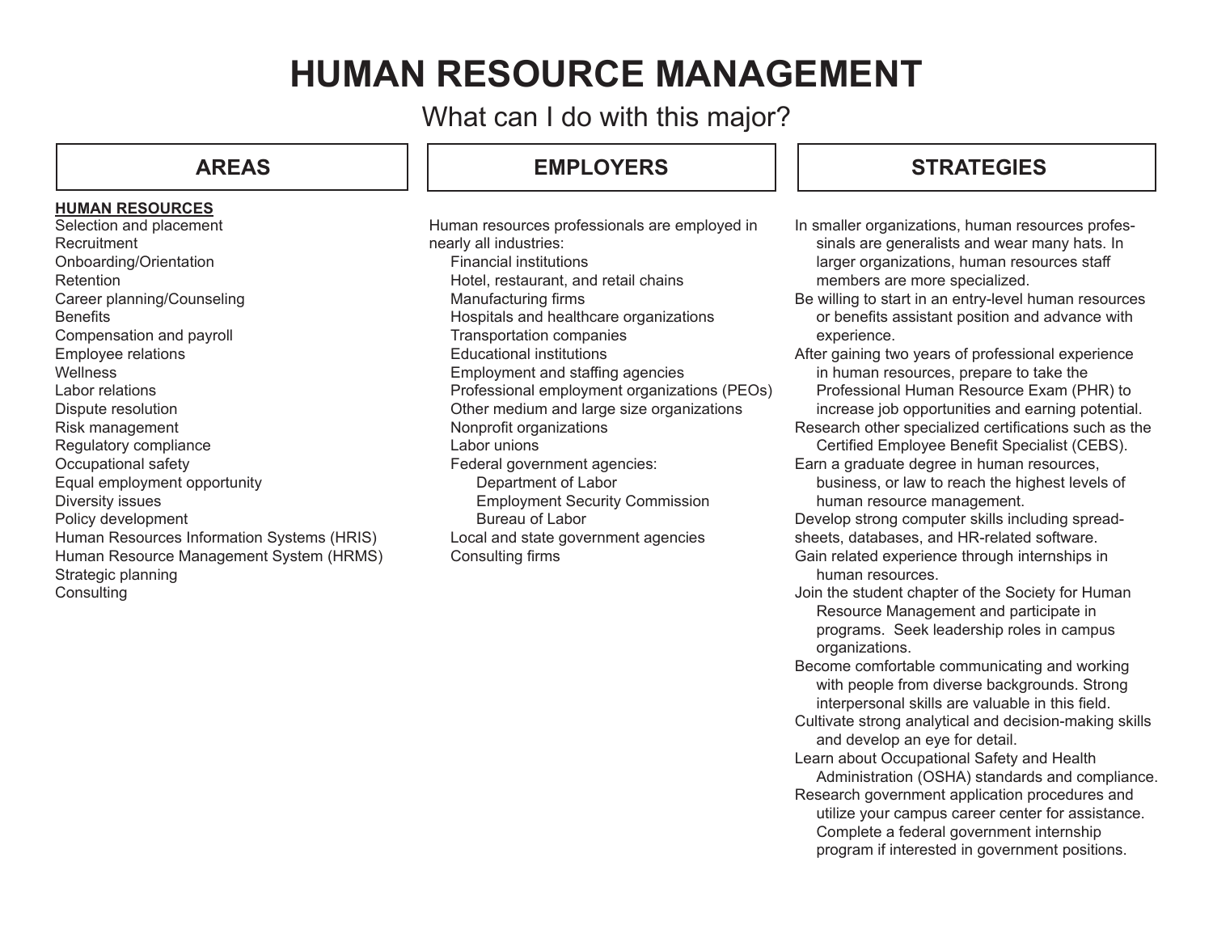# HUMAN RESOURCE MANAGEMENT

What can I do with this major?

## AREAS

**HUMAN RESOURCES**

- Selection and placement
- Recruitment
- Onboarding/Orientation
- Retention
- Career planning/Counseling
- Benefits
- Compensation and payroll
- Employee relations
- Wellness
- Labor relations
- Dispute resolution
- Risk management
- Regulatory compliance
- Occupational safety
- Equal employment opportunity
- Diversity issues
- Policy development
- Human Resources Information Systems (HRIS)
- Human Resource Management System (HRMS)
- Strategic planning
- Consulting

## EMPLOYERS

Human resources professionals are employed in nearly all industries:

- Financial institutions
- Hotel, restaurant, and retail chains
- Manufacturing firms
- Hospitals and healthcare organizations
- Transportation companies
- Educational institutions
- Employment and staffing agencies
- Professional employment organizations (PEOs)
- Other medium and large size organizations
- Nonprofit organizations
- Labor unions
- Federal government agencies:
  - Department of Labor
  - Employment Security Commission
  - Bureau of Labor
- Local and state government agencies
- Consulting firms

## STRATEGIES

- In smaller organizations, human resources profes-sinals are generalists and wear many hats. In larger organizations, human resources staff members are more specialized.
- Be willing to start in an entry-level human resources or benefits assistant position and advance with experience.
- After gaining two years of professional experience in human resources, prepare to take the Professional Human Resource Exam (PHR) to increase job opportunities and earning potential.
- Research other specialized certifications such as the Certified Employee Benefit Specialist (CEBS).
- Earn a graduate degree in human resources, business, or law to reach the highest levels of human resource management.
- Develop strong computer skills including spread-sheets, databases, and HR-related software.
- Gain related experience through internships in human resources.
- Join the student chapter of the Society for Human Resource Management and participate in programs. Seek leadership roles in campus organizations.
- Become comfortable communicating and working with people from diverse backgrounds. Strong interpersonal skills are valuable in this field.
- Cultivate strong analytical and decision-making skills and develop an eye for detail.
- Learn about Occupational Safety and Health Administration (OSHA) standards and compliance.
- Research government application procedures and utilize your campus career center for assistance. Complete a federal government internship program if interested in government positions.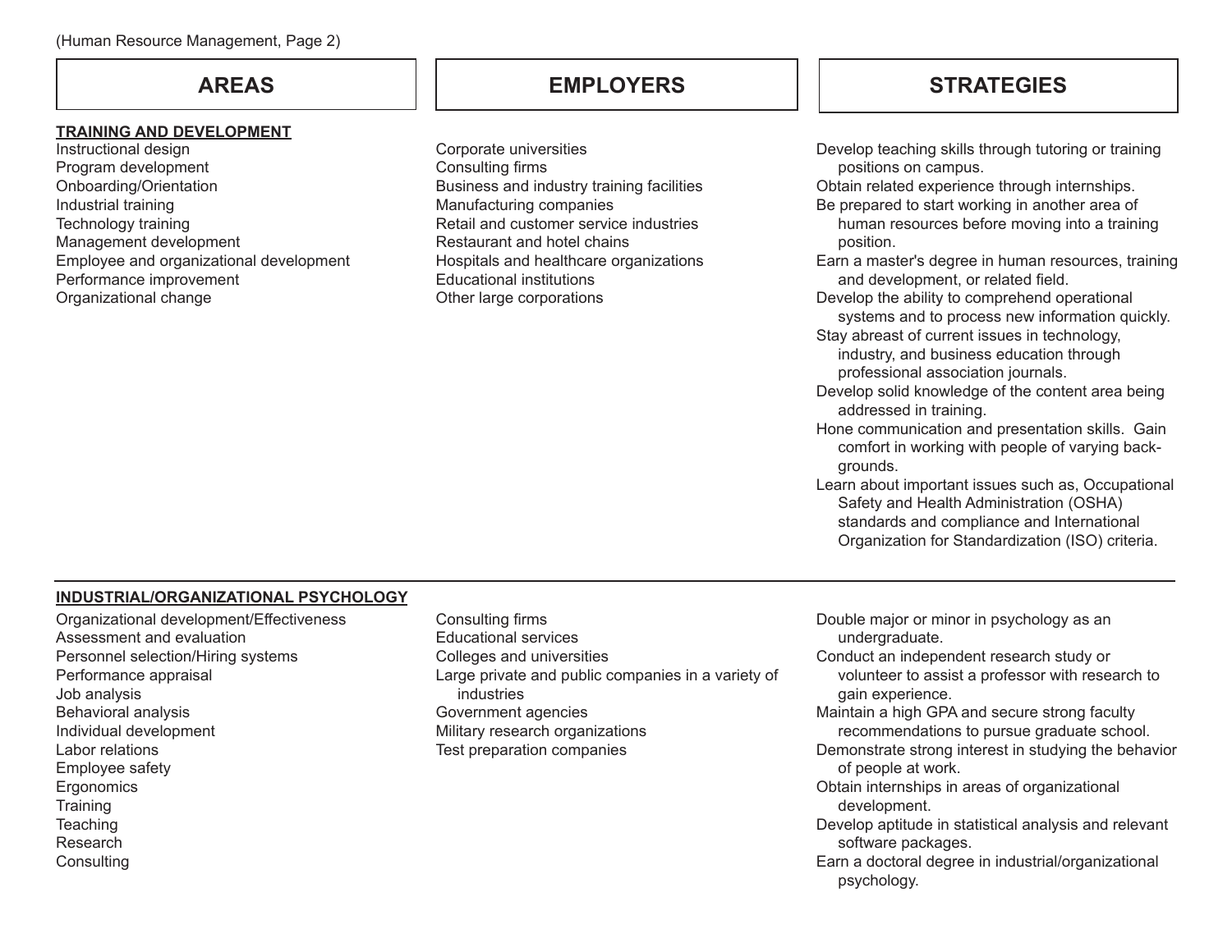| AREAS | EMPLOYERS | STRATEGIES |
| --- | --- | --- |
| **TRAINING AND DEVELOPMENT**<br>Instructional design<br>Program development<br>Onboarding/Orientation<br>Industrial training<br>Technology training<br>Management development<br>Employee and organizational development<br>Performance improvement<br>Organizational change | Corporate universities<br>Consulting firms<br>Business and industry training facilities<br>Manufacturing companies<br>Retail and customer service industries<br>Restaurant and hotel chains<br>Hospitals and healthcare organizations<br>Educational institutions<br>Other large corporations | Develop teaching skills through tutoring or training positions on campus.<br>Obtain related experience through internships.<br>Be prepared to start working in another area of human resources before moving into a training position.<br>Earn a master's degree in human resources, training and development, or related field.<br>Develop the ability to comprehend operational systems and to process new information quickly.<br>Stay abreast of current issues in technology, industry, and business education through professional association journals.<br>Develop solid knowledge of the content area being addressed in training.<br>Hone communication and presentation skills. Gain comfort in working with people of varying backgrounds.<br>Learn about important issues such as, Occupational Safety and Health Administration (OSHA) standards and compliance and International Organization for Standardization (ISO) criteria. |
| **INDUSTRIAL/ORGANIZATIONAL PSYCHOLOGY**<br>Organizational development/Effectiveness<br>Assessment and evaluation<br>Personnel selection/Hiring systems<br>Performance appraisal<br>Job analysis<br>Behavioral analysis<br>Individual development<br>Labor relations<br>Employee safety<br>Ergonomics<br>Training<br>Teaching<br>Research<br>Consulting | Consulting firms<br>Educational services<br>Colleges and universities<br>Large private and public companies in a variety of industries<br>Government agencies<br>Military research organizations<br>Test preparation companies | Double major or minor in psychology as an undergraduate.<br>Conduct an independent research study or volunteer to assist a professor with research to gain experience.<br>Maintain a high GPA and secure strong faculty recommendations to pursue graduate school.<br>Demonstrate strong interest in studying the behavior of people at work.<br>Obtain internships in areas of organizational development.<br>Develop aptitude in statistical analysis and relevant software packages.<br>Earn a doctoral degree in industrial/organizational psychology. |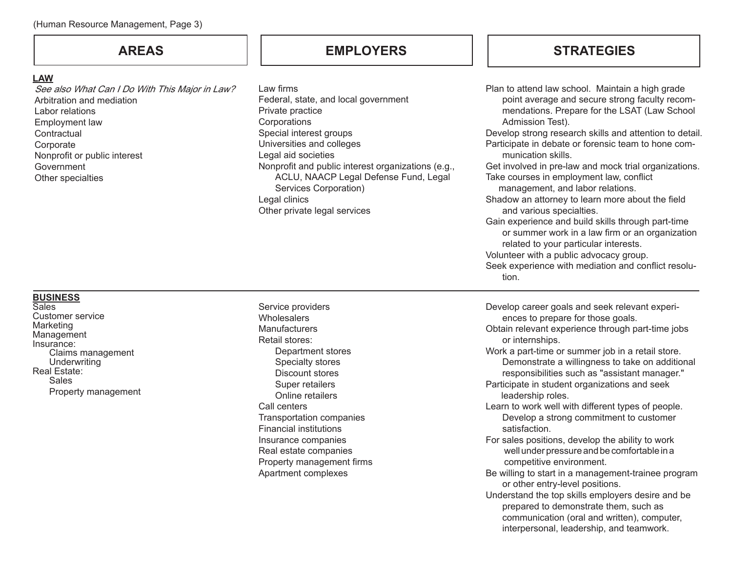| AREAS | EMPLOYERS | STRATEGIES |
|---|---|---|
| **LAW**<br>*See also What Can I Do With This Major in Law?*<br>Arbitration and mediation<br>Labor relations<br>Employment law<br>Contractual<br>Corporate<br>Nonprofit or public interest<br>Government<br>Other specialties | Law firms<br>Federal, state, and local government<br>Private practice<br>Corporations<br>Special interest groups<br>Universities and colleges<br>Legal aid societies<br>Nonprofit and public interest organizations (e.g., ACLU, NAACP Legal Defense Fund, Legal Services Corporation)<br>Legal clinics<br>Other private legal services | Plan to attend law school. Maintain a high grade point average and secure strong faculty recommendations. Prepare for the LSAT (Law School Admission Test).<br>Develop strong research skills and attention to detail.<br>Participate in debate or forensic team to hone communication skills.<br>Get involved in pre-law and mock trial organizations.<br>Take courses in employment law, conflict management, and labor relations.<br>Shadow an attorney to learn more about the field and various specialties.<br>Gain experience and build skills through part-time or summer work in a law firm or an organization related to your particular interests.<br>Volunteer with a public advocacy group.<br>Seek experience with mediation and conflict resolution. |
| **BUSINESS**<br>Sales<br>Customer service<br>Marketing<br>Management<br>Insurance:<br>Claims management<br>Underwriting<br>Real Estate:<br>Sales<br>Property management | Service providers<br>Wholesalers<br>Manufacturers<br>Retail stores:<br>Department stores<br>Specialty stores<br>Discount stores<br>Super retailers<br>Online retailers<br>Call centers<br>Transportation companies<br>Financial institutions<br>Insurance companies<br>Real estate companies<br>Property management firms<br>Apartment complexes | Develop career goals and seek relevant experiences to prepare for those goals.<br>Obtain relevant experience through part-time jobs or internships.<br>Work a part-time or summer job in a retail store. Demonstrate a willingness to take on additional responsibilities such as "assistant manager."<br>Participate in student organizations and seek leadership roles.<br>Learn to work well with different types of people. Develop a strong commitment to customer satisfaction.<br>For sales positions, develop the ability to work well under pressure and be comfortable in a competitive environment.<br>Be willing to start in a management-trainee program or other entry-level positions.<br>Understand the top skills employers desire and be prepared to demonstrate them, such as communication (oral and written), computer, interpersonal, leadership, and teamwork. |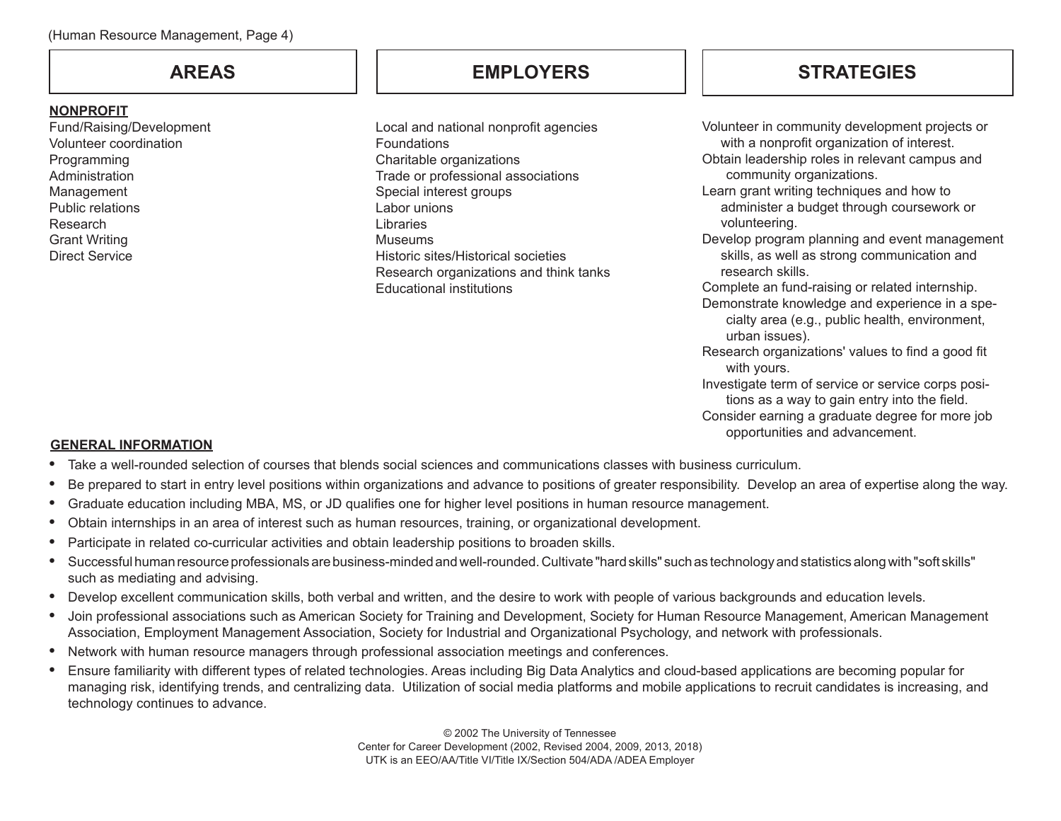| AREAS | EMPLOYERS | STRATEGIES |
|---|---|---|
| **NONPROFIT**<br>Fund/Raising/Development<br>Volunteer coordination<br>Programming<br>Administration<br>Management<br>Public relations<br>Research<br>Grant Writing<br>Direct Service | Local and national nonprofit agencies<br>Foundations<br>Charitable organizations<br>Trade or professional associations<br>Special interest groups<br>Labor unions<br>Libraries<br>Museums<br>Historic sites/Historical societies<br>Research organizations and think tanks<br>Educational institutions | Volunteer in community development projects or with a nonprofit organization of interest.<br>Obtain leadership roles in relevant campus and community organizations.<br>Learn grant writing techniques and how to administer a budget through coursework or volunteering.<br>Develop program planning and event management skills, as well as strong communication and research skills.<br>Complete an fund-raising or related internship.<br>Demonstrate knowledge and experience in a specialty area (e.g., public health, environment, urban issues).<br>Research organizations' values to find a good fit with yours.<br>Investigate term of service or service corps positions as a way to gain entry into the field.<br>Consider earning a graduate degree for more job opportunities and advancement. |

## GENERAL INFORMATION

- Take a well-rounded selection of courses that blends social sciences and communications classes with business curriculum.
- Be prepared to start in entry level positions within organizations and advance to positions of greater responsibility. Develop an area of expertise along the way.
- Graduate education including MBA, MS, or JD qualifies one for higher level positions in human resource management.
- Obtain internships in an area of interest such as human resources, training, or organizational development.
- Participate in related co-curricular activities and obtain leadership positions to broaden skills.
- Successful human resource professionals are business-minded and well-rounded. Cultivate "hard skills" such as technology and statistics along with "soft skills" such as mediating and advising.
- Develop excellent communication skills, both verbal and written, and the desire to work with people of various backgrounds and education levels.
- Join professional associations such as American Society for Training and Development, Society for Human Resource Management, American Management Association, Employment Management Association, Society for Industrial and Organizational Psychology, and network with professionals.
- Network with human resource managers through professional association meetings and conferences.
- Ensure familiarity with different types of related technologies. Areas including Big Data Analytics and cloud-based applications are becoming popular for managing risk, identifying trends, and centralizing data. Utilization of social media platforms and mobile applications to recruit candidates is increasing, and technology continues to advance.

© 2002 The University of Tennessee
Center for Career Development (2002, Revised 2004, 2009, 2013, 2018)
UTK is an EEO/AA/Title VI/Title IX/Section 504/ADA /ADEA Employer